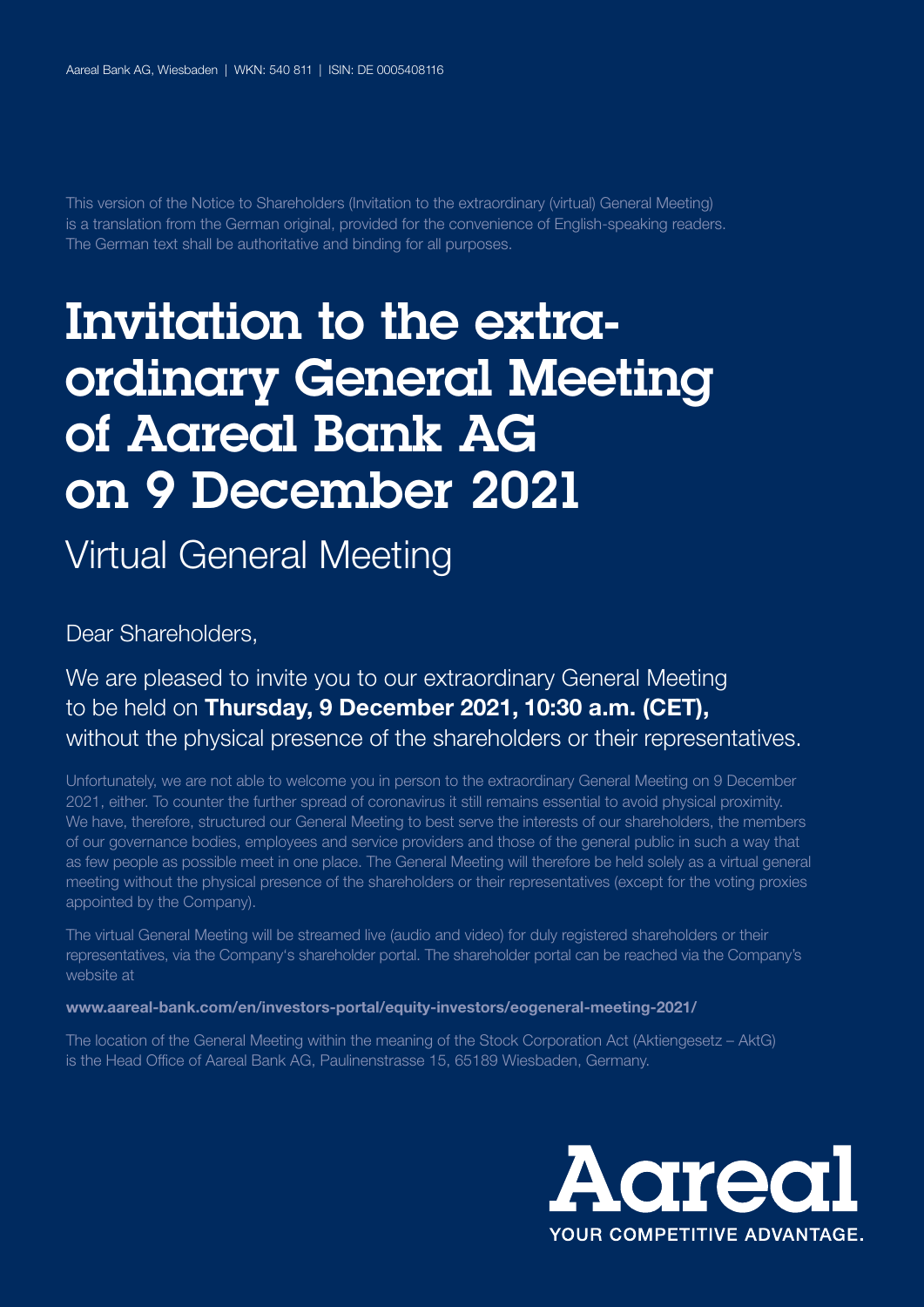Aareal Bank AG, Wiesbaden | WKN: 540 811 | ISIN: DE 0005408116

This version of the Notice to Shareholders (Invitation to the extraordinary (virtual) General Meeting) is a translation from the German original, provided for the convenience of English-speaking readers. The German text shall be authoritative and binding for all purposes.

# Invitation to the extraordinary General Meeting of Aareal Bank AG on 9 December 2021

## Virtual General Meeting

Dear Shareholders,

We are pleased to invite you to our extraordinary General Meeting to be held on **Thursday, 9 December 2021, 10:30 a.m. (CET),** without the physical presence of the shareholders or their representatives.

Unfortunately, we are not able to welcome you in person to the extraordinary General Meeting on 9 December 2021, either. To counter the further spread of coronavirus it still remains essential to avoid physical proximity. We have, therefore, structured our General Meeting to best serve the interests of our shareholders, the members of our governance bodies, employees and service providers and those of the general public in such a way that as few people as possible meet in one place. The General Meeting will therefore be held solely as a virtual general meeting without the physical presence of the shareholders or their representatives (except for the voting proxies appointed by the Company).

The virtual General Meeting will be streamed live (audio and video) for duly registered shareholders or their representatives, via the Company's shareholder portal. The shareholder portal can be reached via the Company's website at

**www.aareal-bank.com/en/investors-portal/equity-investors/eogeneral-meeting-2021/**

The location of the General Meeting within the meaning of the Stock Corporation Act (Aktiengesetz – AktG) is the Head Office of Aareal Bank AG, Paulinenstrasse 15, 65189 Wiesbaden, Germany.

Aareal
YOUR COMPETITIVE ADVANTAGE.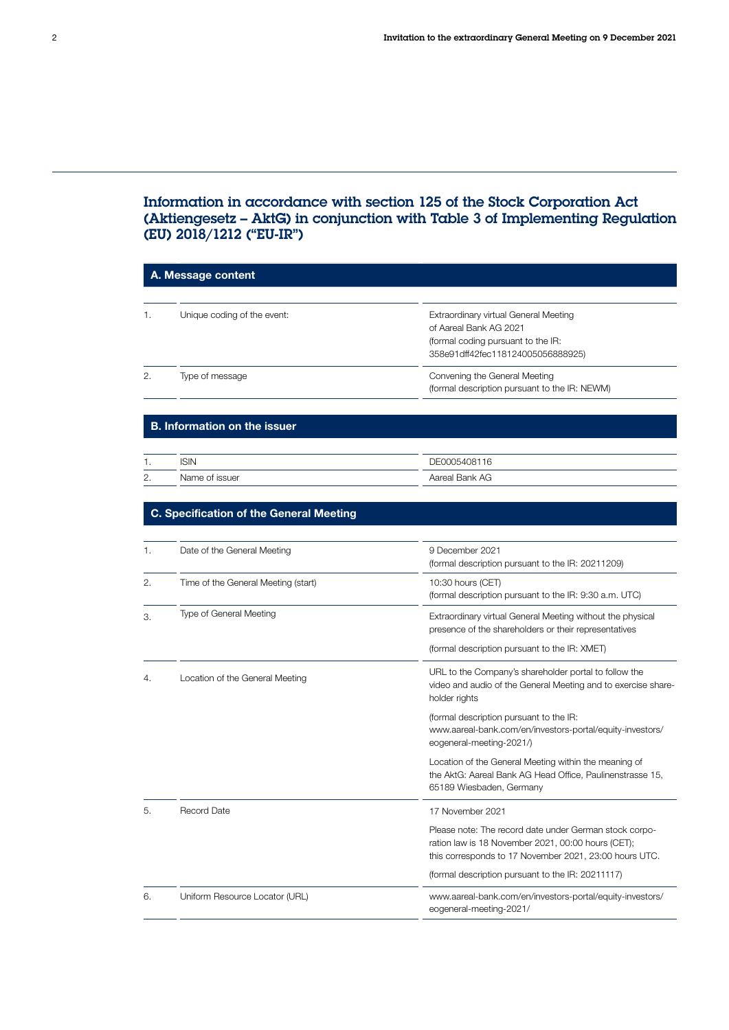## Information in accordance with section 125 of the Stock Corporation Act (Aktiengesetz – AktG) in conjunction with Table 3 of Implementing Regulation (EU) 2018/1212 ("EU-IR")

### A. Message content

| | | |
|---|---|---|
| 1. | Unique coding of the event: | Extraordinary virtual General Meeting of Aareal Bank AG 2021 (formal coding pursuant to the IR: 358e91dff42fec118124005056888925) |
| 2. | Type of message | Convening the General Meeting (formal description pursuant to the IR: NEWM) |

### B. Information on the issuer

| | | |
|---|---|---|
| 1. | ISIN | DE0005408116 |
| 2. | Name of issuer | Aareal Bank AG |

### C. Specification of the General Meeting

| | | |
|---|---|---|
| 1. | Date of the General Meeting | 9 December 2021 (formal description pursuant to the IR: 20211209) |
| 2. | Time of the General Meeting (start) | 10:30 hours (CET) (formal description pursuant to the IR: 9:30 a.m. UTC) |
| 3. | Type of General Meeting | Extraordinary virtual General Meeting without the physical presence of the shareholders or their representatives<br><br>(formal description pursuant to the IR: XMET) |
| 4. | Location of the General Meeting | URL to the Company's shareholder portal to follow the video and audio of the General Meeting and to exercise shareholder rights<br><br>(formal description pursuant to the IR: www.aareal-bank.com/en/investors-portal/equity-investors/eogeneral-meeting-2021/)<br><br>Location of the General Meeting within the meaning of the AktG: Aareal Bank AG Head Office, Paulinenstrasse 15, 65189 Wiesbaden, Germany |
| 5. | Record Date | 17 November 2021<br><br>Please note: The record date under German stock corporation law is 18 November 2021, 00:00 hours (CET); this corresponds to 17 November 2021, 23:00 hours UTC.<br><br>(formal description pursuant to the IR: 20211117) |
| 6. | Uniform Resource Locator (URL) | www.aareal-bank.com/en/investors-portal/equity-investors/eogeneral-meeting-2021/ |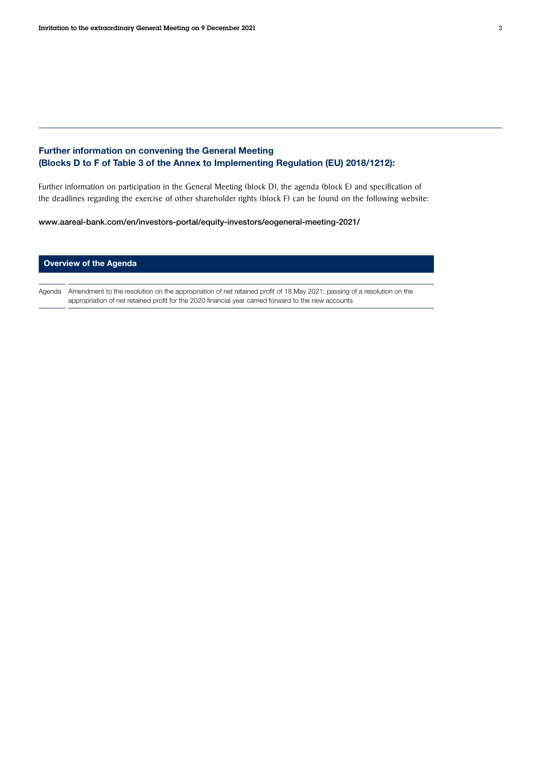## Further information on convening the General Meeting (Blocks D to F of Table 3 of the Annex to Implementing Regulation (EU) 2018/1212):

Further information on participation in the General Meeting (block D), the agenda (block E) and specification of the deadlines regarding the exercise of other shareholder rights (block F) can be found on the following website:

**www.aareal-bank.com/en/investors-portal/equity-investors/eogeneral-meeting-2021/**

### Overview of the Agenda

| | |
|---|---|
| Agenda | Amendment to the resolution on the appropriation of net retained profit of 18 May 2021; passing of a resolution on the appropriation of net retained profit for the 2020 financial year carried forward to the new accounts |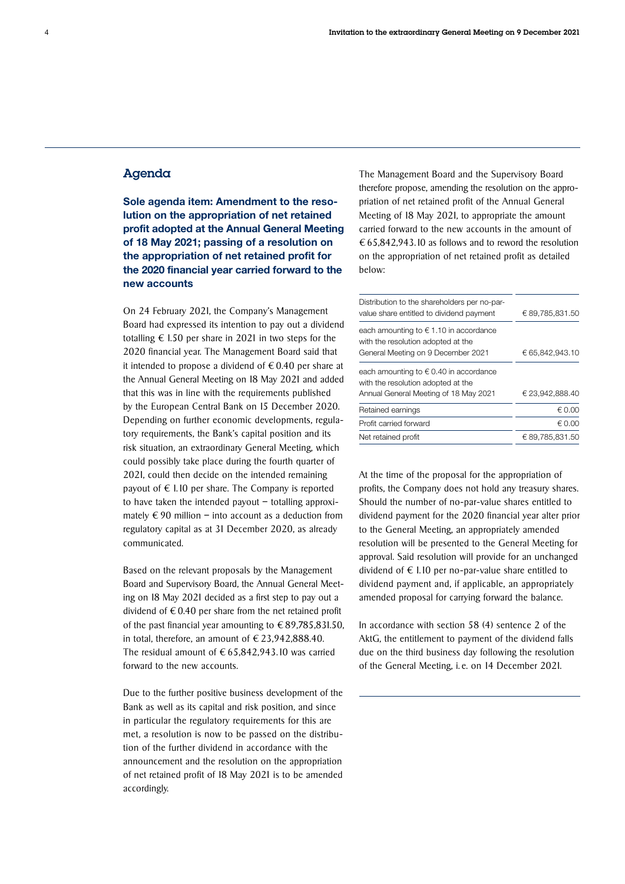## Agenda

### Sole agenda item: Amendment to the resolution on the appropriation of net retained profit adopted at the Annual General Meeting of 18 May 2021; passing of a resolution on the appropriation of net retained profit for the 2020 financial year carried forward to the new accounts

On 24 February 2021, the Company's Management Board had expressed its intention to pay out a dividend totalling € 1.50 per share in 2021 in two steps for the 2020 financial year. The Management Board said that it intended to propose a dividend of € 0.40 per share at the Annual General Meeting on 18 May 2021 and added that this was in line with the requirements published by the European Central Bank on 15 December 2020. Depending on further economic developments, regulatory requirements, the Bank's capital position and its risk situation, an extraordinary General Meeting, which could possibly take place during the fourth quarter of 2021, could then decide on the intended remaining payout of € 1.10 per share. The Company is reported to have taken the intended payout – totalling approximately € 90 million – into account as a deduction from regulatory capital as at 31 December 2020, as already communicated.

Based on the relevant proposals by the Management Board and Supervisory Board, the Annual General Meeting on 18 May 2021 decided as a first step to pay out a dividend of € 0.40 per share from the net retained profit of the past financial year amounting to € 89,785,831.50, in total, therefore, an amount of € 23,942,888.40. The residual amount of € 65,842,943.10 was carried forward to the new accounts.

Due to the further positive business development of the Bank as well as its capital and risk position, and since in particular the regulatory requirements for this are met, a resolution is now to be passed on the distribution of the further dividend in accordance with the announcement and the resolution on the appropriation of net retained profit of 18 May 2021 is to be amended accordingly.

The Management Board and the Supervisory Board therefore propose, amending the resolution on the appropriation of net retained profit of the Annual General Meeting of 18 May 2021, to appropriate the amount carried forward to the new accounts in the amount of € 65,842,943.10 as follows and to reword the resolution on the appropriation of net retained profit as detailed below:

| | |
|---|---|
| Distribution to the shareholders per no-par-value share entitled to dividend payment | € 89,785,831.50 |
| each amounting to € 1.10 in accordance with the resolution adopted at the General Meeting on 9 December 2021 | € 65,842,943.10 |
| each amounting to € 0.40 in accordance with the resolution adopted at the Annual General Meeting of 18 May 2021 | € 23,942,888.40 |
| Retained earnings | € 0.00 |
| Profit carried forward | € 0.00 |
| Net retained profit | € 89,785,831.50 |

At the time of the proposal for the appropriation of profits, the Company does not hold any treasury shares. Should the number of no-par-value shares entitled to dividend payment for the 2020 financial year alter prior to the General Meeting, an appropriately amended resolution will be presented to the General Meeting for approval. Said resolution will provide for an unchanged dividend of € 1.10 per no-par-value share entitled to dividend payment and, if applicable, an appropriately amended proposal for carrying forward the balance.

In accordance with section 58 (4) sentence 2 of the AktG, the entitlement to payment of the dividend falls due on the third business day following the resolution of the General Meeting, i. e. on 14 December 2021.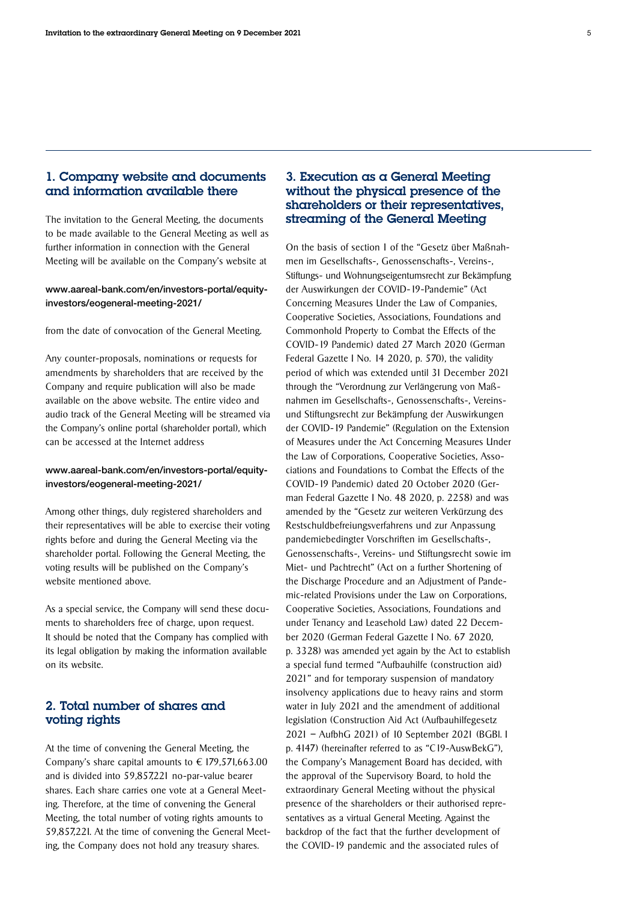## 1. Company website and documents and information available there

The invitation to the General Meeting, the documents to be made available to the General Meeting as well as further information in connection with the General Meeting will be available on the Company's website at

**www.aareal-bank.com/en/investors-portal/equity-investors/eogeneral-meeting-2021/**

from the date of convocation of the General Meeting.

Any counter-proposals, nominations or requests for amendments by shareholders that are received by the Company and require publication will also be made available on the above website. The entire video and audio track of the General Meeting will be streamed via the Company's online portal (shareholder portal), which can be accessed at the Internet address

**www.aareal-bank.com/en/investors-portal/equity-investors/eogeneral-meeting-2021/**

Among other things, duly registered shareholders and their representatives will be able to exercise their voting rights before and during the General Meeting via the shareholder portal. Following the General Meeting, the voting results will be published on the Company's website mentioned above.

As a special service, the Company will send these documents to shareholders free of charge, upon request. It should be noted that the Company has complied with its legal obligation by making the information available on its website.

## 2. Total number of shares and voting rights

At the time of convening the General Meeting, the Company's share capital amounts to € 179,571,663.00 and is divided into 59,857,221 no-par-value bearer shares. Each share carries one vote at a General Meeting. Therefore, at the time of convening the General Meeting, the total number of voting rights amounts to 59,857,221. At the time of convening the General Meeting, the Company does not hold any treasury shares.

## 3. Execution as a General Meeting without the physical presence of the shareholders or their representatives, streaming of the General Meeting

On the basis of section 1 of the "Gesetz über Maßnahmen im Gesellschafts-, Genossenschafts-, Vereins-, Stiftungs- und Wohnungseigentumsrecht zur Bekämpfung der Auswirkungen der COVID-19-Pandemie" (Act Concerning Measures Under the Law of Companies, Cooperative Societies, Associations, Foundations and Commonhold Property to Combat the Effects of the COVID-19 Pandemic) dated 27 March 2020 (German Federal Gazette I No. 14 2020, p. 570), the validity period of which was extended until 31 December 2021 through the "Verordnung zur Verlängerung von Maßnahmen im Gesellschafts-, Genossenschafts-, Vereins- und Stiftungsrecht zur Bekämpfung der Auswirkungen der COVID-19 Pandemie" (Regulation on the Extension of Measures under the Act Concerning Measures Under the Law of Corporations, Cooperative Societies, Associations and Foundations to Combat the Effects of the COVID-19 Pandemic) dated 20 October 2020 (German Federal Gazette I No. 48 2020, p. 2258) and was amended by the "Gesetz zur weiteren Verkürzung des Restschuldbefreiungsverfahrens und zur Anpassung pandemiebedingter Vorschriften im Gesellschafts-, Genossenschafts-, Vereins- und Stiftungsrecht sowie im Miet- und Pachtrecht" (Act on a further Shortening of the Discharge Procedure and an Adjustment of Pandemic-related Provisions under the Law on Corporations, Cooperative Societies, Associations, Foundations and under Tenancy and Leasehold Law) dated 22 December 2020 (German Federal Gazette I No. 67 2020, p. 3328) was amended yet again by the Act to establish a special fund termed "Aufbauhilfe (construction aid) 2021" and for temporary suspension of mandatory insolvency applications due to heavy rains and storm water in July 2021 and the amendment of additional legislation (Construction Aid Act (Aufbauhilfegesetz 2021 – AufbhG 2021) of 10 September 2021 (BGBl. I p. 4147) (hereinafter referred to as "C19-AuswBekG"), the Company's Management Board has decided, with the approval of the Supervisory Board, to hold the extraordinary General Meeting without the physical presence of the shareholders or their authorised representatives as a virtual General Meeting. Against the backdrop of the fact that the further development of the COVID-19 pandemic and the associated rules of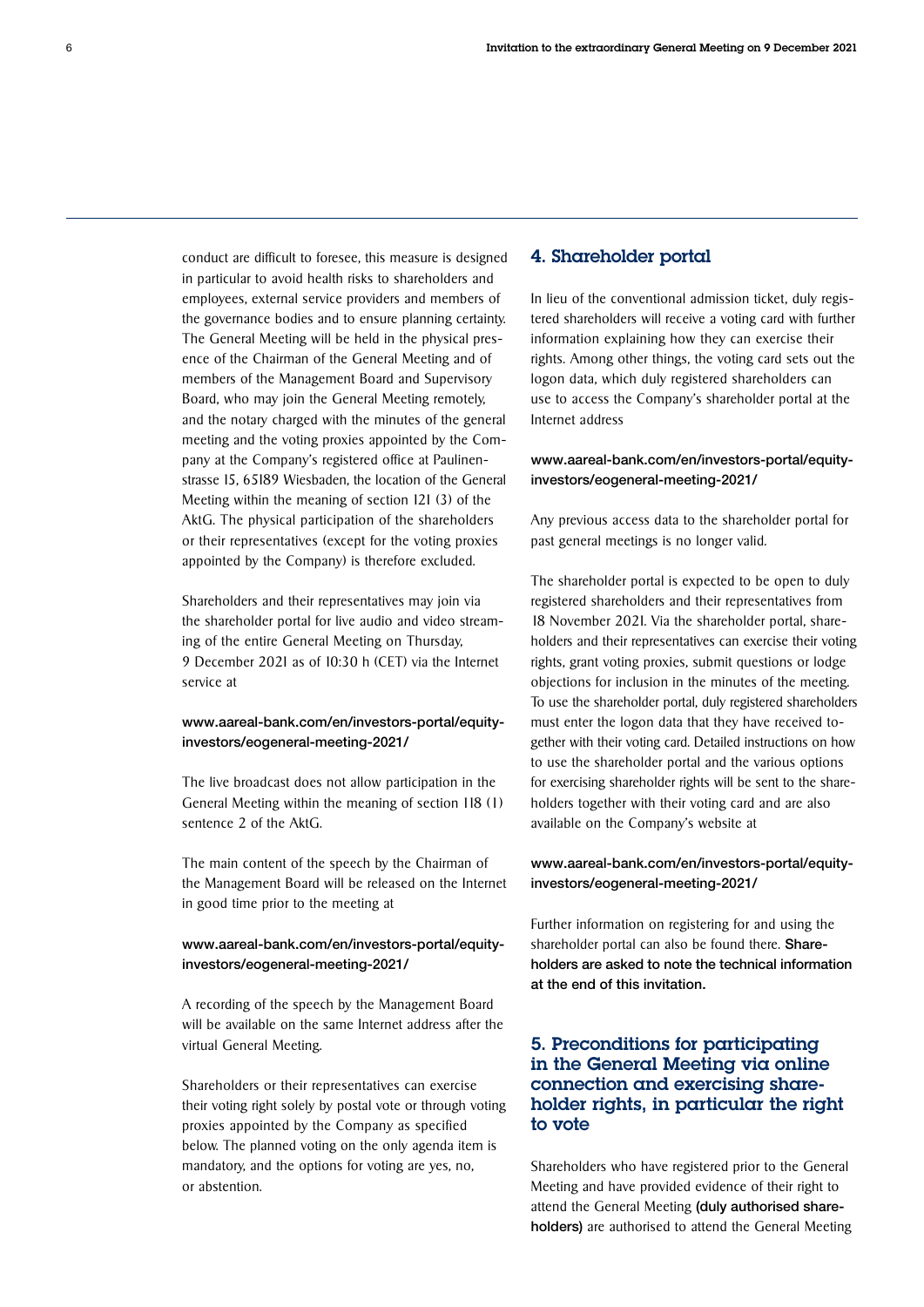conduct are difficult to foresee, this measure is designed in particular to avoid health risks to shareholders and employees, external service providers and members of the governance bodies and to ensure planning certainty. The General Meeting will be held in the physical presence of the Chairman of the General Meeting and of members of the Management Board and Supervisory Board, who may join the General Meeting remotely, and the notary charged with the minutes of the general meeting and the voting proxies appointed by the Company at the Company's registered office at Paulinenstrasse 15, 65189 Wiesbaden, the location of the General Meeting within the meaning of section 121 (3) of the AktG. The physical participation of the shareholders or their representatives (except for the voting proxies appointed by the Company) is therefore excluded.

Shareholders and their representatives may join via the shareholder portal for live audio and video streaming of the entire General Meeting on Thursday, 9 December 2021 as of 10:30 h (CET) via the Internet service at

**www.aareal-bank.com/en/investors-portal/equity-investors/eogeneral-meeting-2021/**

The live broadcast does not allow participation in the General Meeting within the meaning of section 118 (1) sentence 2 of the AktG.

The main content of the speech by the Chairman of the Management Board will be released on the Internet in good time prior to the meeting at

**www.aareal-bank.com/en/investors-portal/equity-investors/eogeneral-meeting-2021/**

A recording of the speech by the Management Board will be available on the same Internet address after the virtual General Meeting.

Shareholders or their representatives can exercise their voting right solely by postal vote or through voting proxies appointed by the Company as specified below. The planned voting on the only agenda item is mandatory, and the options for voting are yes, no, or abstention.

## 4. Shareholder portal

In lieu of the conventional admission ticket, duly registered shareholders will receive a voting card with further information explaining how they can exercise their rights. Among other things, the voting card sets out the logon data, which duly registered shareholders can use to access the Company's shareholder portal at the Internet address

**www.aareal-bank.com/en/investors-portal/equity-investors/eogeneral-meeting-2021/**

Any previous access data to the shareholder portal for past general meetings is no longer valid.

The shareholder portal is expected to be open to duly registered shareholders and their representatives from 18 November 2021. Via the shareholder portal, shareholders and their representatives can exercise their voting rights, grant voting proxies, submit questions or lodge objections for inclusion in the minutes of the meeting. To use the shareholder portal, duly registered shareholders must enter the logon data that they have received together with their voting card. Detailed instructions on how to use the shareholder portal and the various options for exercising shareholder rights will be sent to the shareholders together with their voting card and are also available on the Company's website at

**www.aareal-bank.com/en/investors-portal/equity-investors/eogeneral-meeting-2021/**

Further information on registering for and using the shareholder portal can also be found there. **Shareholders are asked to note the technical information at the end of this invitation.**

## 5. Preconditions for participating in the General Meeting via online connection and exercising shareholder rights, in particular the right to vote

Shareholders who have registered prior to the General Meeting and have provided evidence of their right to attend the General Meeting **(duly authorised shareholders)** are authorised to attend the General Meeting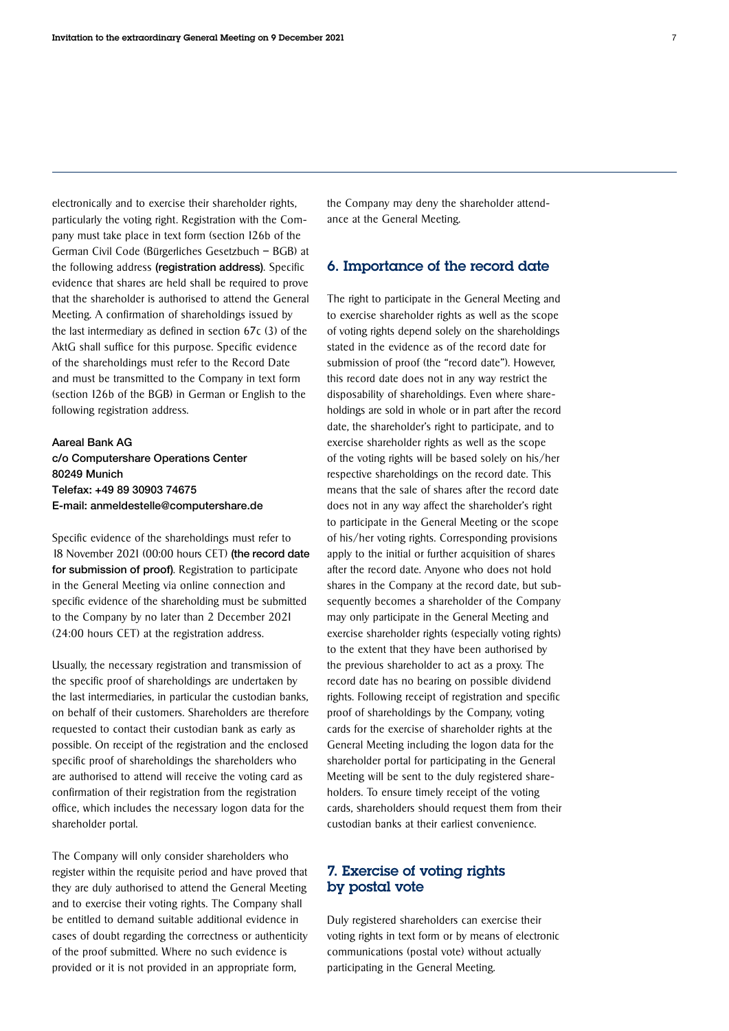electronically and to exercise their shareholder rights, particularly the voting right. Registration with the Company must take place in text form (section 126b of the German Civil Code (Bürgerliches Gesetzbuch – BGB) at the following address **(registration address)**. Specific evidence that shares are held shall be required to prove that the shareholder is authorised to attend the General Meeting. A confirmation of shareholdings issued by the last intermediary as defined in section 67c (3) of the AktG shall suffice for this purpose. Specific evidence of the shareholdings must refer to the Record Date and must be transmitted to the Company in text form (section 126b of the BGB) in German or English to the following registration address.

**Aareal Bank AG**
**c/o Computershare Operations Center**
**80249 Munich**
**Telefax: +49 89 30903 74675**
**E-mail: anmeldestelle@computershare.de**

Specific evidence of the shareholdings must refer to 18 November 2021 (00:00 hours CET) **(the record date for submission of proof)**. Registration to participate in the General Meeting via online connection and specific evidence of the shareholding must be submitted to the Company by no later than 2 December 2021 (24:00 hours CET) at the registration address.

Usually, the necessary registration and transmission of the specific proof of shareholdings are undertaken by the last intermediaries, in particular the custodian banks, on behalf of their customers. Shareholders are therefore requested to contact their custodian bank as early as possible. On receipt of the registration and the enclosed specific proof of shareholdings the shareholders who are authorised to attend will receive the voting card as confirmation of their registration from the registration office, which includes the necessary logon data for the shareholder portal.

The Company will only consider shareholders who register within the requisite period and have proved that they are duly authorised to attend the General Meeting and to exercise their voting rights. The Company shall be entitled to demand suitable additional evidence in cases of doubt regarding the correctness or authenticity of the proof submitted. Where no such evidence is provided or it is not provided in an appropriate form, the Company may deny the shareholder attendance at the General Meeting.

## 6. Importance of the record date

The right to participate in the General Meeting and to exercise shareholder rights as well as the scope of voting rights depend solely on the shareholdings stated in the evidence as of the record date for submission of proof (the "record date"). However, this record date does not in any way restrict the disposability of shareholdings. Even where shareholdings are sold in whole or in part after the record date, the shareholder's right to participate, and to exercise shareholder rights as well as the scope of the voting rights will be based solely on his/her respective shareholdings on the record date. This means that the sale of shares after the record date does not in any way affect the shareholder's right to participate in the General Meeting or the scope of his/her voting rights. Corresponding provisions apply to the initial or further acquisition of shares after the record date. Anyone who does not hold shares in the Company at the record date, but subsequently becomes a shareholder of the Company may only participate in the General Meeting and exercise shareholder rights (especially voting rights) to the extent that they have been authorised by the previous shareholder to act as a proxy. The record date has no bearing on possible dividend rights. Following receipt of registration and specific proof of shareholdings by the Company, voting cards for the exercise of shareholder rights at the General Meeting including the logon data for the shareholder portal for participating in the General Meeting will be sent to the duly registered shareholders. To ensure timely receipt of the voting cards, shareholders should request them from their custodian banks at their earliest convenience.

## 7. Exercise of voting rights by postal vote

Duly registered shareholders can exercise their voting rights in text form or by means of electronic communications (postal vote) without actually participating in the General Meeting.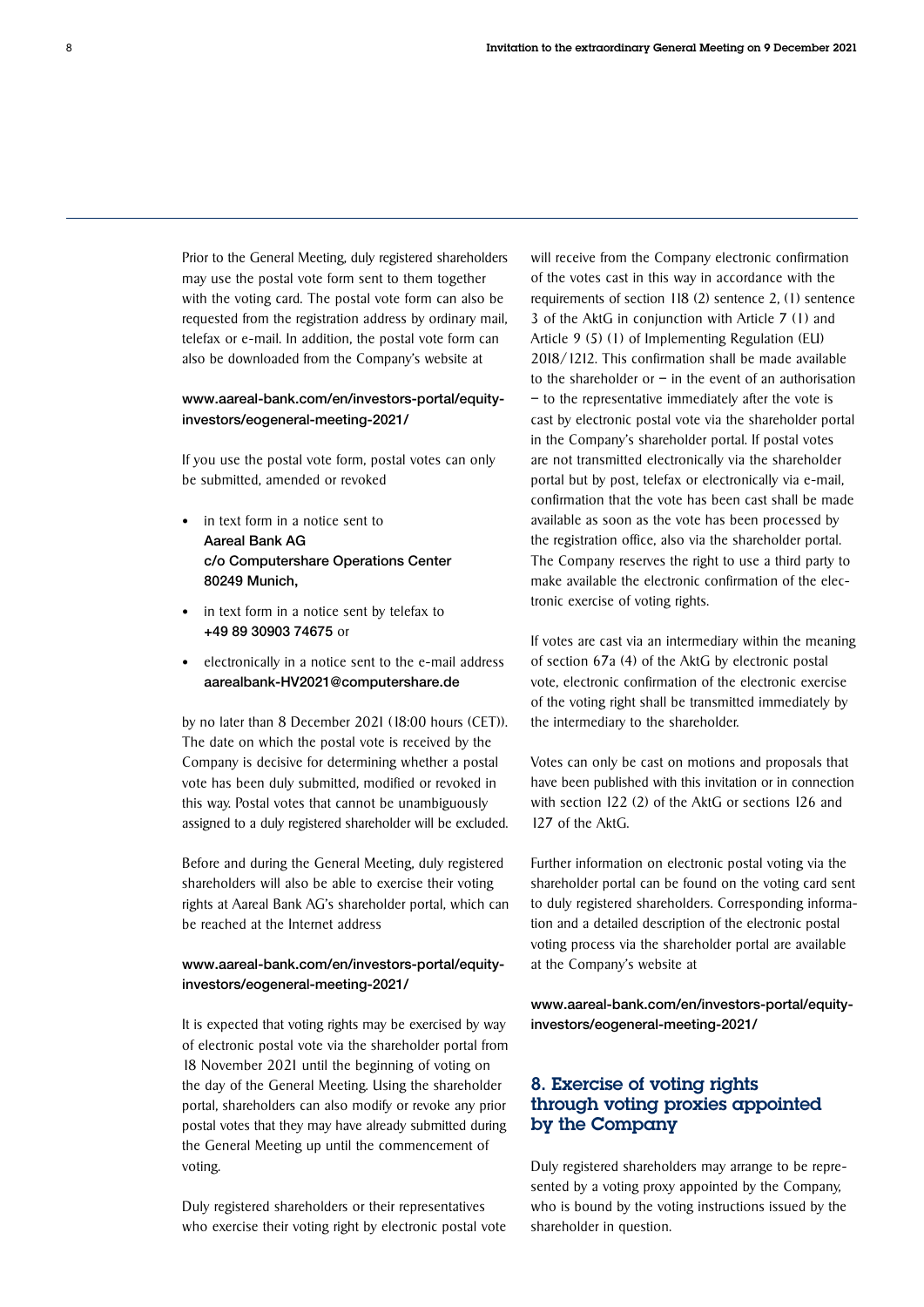Prior to the General Meeting, duly registered shareholders may use the postal vote form sent to them together with the voting card. The postal vote form can also be requested from the registration address by ordinary mail, telefax or e-mail. In addition, the postal vote form can also be downloaded from the Company's website at

**www.aareal-bank.com/en/investors-portal/equity-investors/eogeneral-meeting-2021/**

If you use the postal vote form, postal votes can only be submitted, amended or revoked

- in text form in a notice sent to **Aareal Bank AG c/o Computershare Operations Center 80249 Munich,**
- in text form in a notice sent by telefax to **+49 89 30903 74675** or
- electronically in a notice sent to the e-mail address **aarealbank-HV2021@computershare.de**

by no later than 8 December 2021 (18:00 hours (CET)). The date on which the postal vote is received by the Company is decisive for determining whether a postal vote has been duly submitted, modified or revoked in this way. Postal votes that cannot be unambiguously assigned to a duly registered shareholder will be excluded.

Before and during the General Meeting, duly registered shareholders will also be able to exercise their voting rights at Aareal Bank AG's shareholder portal, which can be reached at the Internet address

**www.aareal-bank.com/en/investors-portal/equity-investors/eogeneral-meeting-2021/**

It is expected that voting rights may be exercised by way of electronic postal vote via the shareholder portal from 18 November 2021 until the beginning of voting on the day of the General Meeting. Using the shareholder portal, shareholders can also modify or revoke any prior postal votes that they may have already submitted during the General Meeting up until the commencement of voting.

Duly registered shareholders or their representatives who exercise their voting right by electronic postal vote will receive from the Company electronic confirmation of the votes cast in this way in accordance with the requirements of section 118 (2) sentence 2, (1) sentence 3 of the AktG in conjunction with Article 7 (1) and Article 9 (5) (1) of Implementing Regulation (EU) 2018/1212. This confirmation shall be made available to the shareholder or – in the event of an authorisation – to the representative immediately after the vote is cast by electronic postal vote via the shareholder portal in the Company's shareholder portal. If postal votes are not transmitted electronically via the shareholder portal but by post, telefax or electronically via e-mail, confirmation that the vote has been cast shall be made available as soon as the vote has been processed by the registration office, also via the shareholder portal. The Company reserves the right to use a third party to make available the electronic confirmation of the electronic exercise of voting rights.

If votes are cast via an intermediary within the meaning of section 67a (4) of the AktG by electronic postal vote, electronic confirmation of the electronic exercise of the voting right shall be transmitted immediately by the intermediary to the shareholder.

Votes can only be cast on motions and proposals that have been published with this invitation or in connection with section 122 (2) of the AktG or sections 126 and 127 of the AktG.

Further information on electronic postal voting via the shareholder portal can be found on the voting card sent to duly registered shareholders. Corresponding information and a detailed description of the electronic postal voting process via the shareholder portal are available at the Company's website at

**www.aareal-bank.com/en/investors-portal/equity-investors/eogeneral-meeting-2021/**

## 8. Exercise of voting rights through voting proxies appointed by the Company

Duly registered shareholders may arrange to be represented by a voting proxy appointed by the Company, who is bound by the voting instructions issued by the shareholder in question.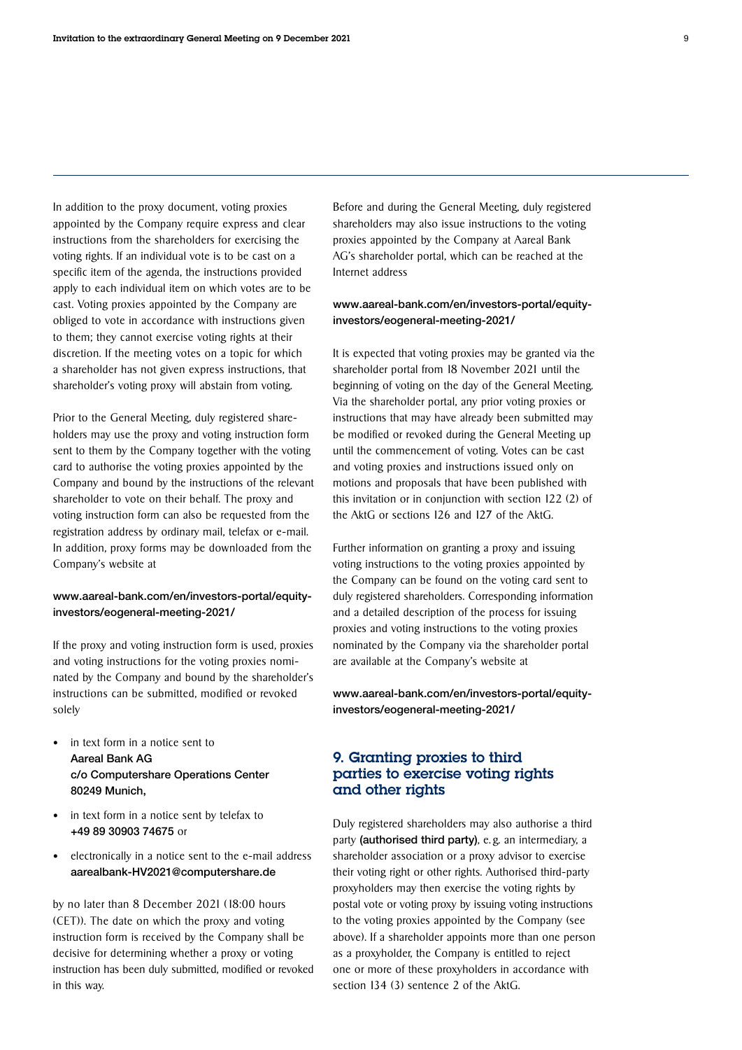In addition to the proxy document, voting proxies appointed by the Company require express and clear instructions from the shareholders for exercising the voting rights. If an individual vote is to be cast on a specific item of the agenda, the instructions provided apply to each individual item on which votes are to be cast. Voting proxies appointed by the Company are obliged to vote in accordance with instructions given to them; they cannot exercise voting rights at their discretion. If the meeting votes on a topic for which a shareholder has not given express instructions, that shareholder's voting proxy will abstain from voting.

Prior to the General Meeting, duly registered shareholders may use the proxy and voting instruction form sent to them by the Company together with the voting card to authorise the voting proxies appointed by the Company and bound by the instructions of the relevant shareholder to vote on their behalf. The proxy and voting instruction form can also be requested from the registration address by ordinary mail, telefax or e-mail. In addition, proxy forms may be downloaded from the Company's website at

**www.aareal-bank.com/en/investors-portal/equity-investors/eogeneral-meeting-2021/**

If the proxy and voting instruction form is used, proxies and voting instructions for the voting proxies nominated by the Company and bound by the shareholder's instructions can be submitted, modified or revoked solely

- in text form in a notice sent to
  **Aareal Bank AG**
  **c/o Computershare Operations Center**
  **80249 Munich,**
- in text form in a notice sent by telefax to **+49 89 30903 74675** or
- electronically in a notice sent to the e-mail address **aarealbank-HV2021@computershare.de**

by no later than 8 December 2021 (18:00 hours (CET)). The date on which the proxy and voting instruction form is received by the Company shall be decisive for determining whether a proxy or voting instruction has been duly submitted, modified or revoked in this way.

Before and during the General Meeting, duly registered shareholders may also issue instructions to the voting proxies appointed by the Company at Aareal Bank AG's shareholder portal, which can be reached at the Internet address

**www.aareal-bank.com/en/investors-portal/equity-investors/eogeneral-meeting-2021/**

It is expected that voting proxies may be granted via the shareholder portal from 18 November 2021 until the beginning of voting on the day of the General Meeting. Via the shareholder portal, any prior voting proxies or instructions that may have already been submitted may be modified or revoked during the General Meeting up until the commencement of voting. Votes can be cast and voting proxies and instructions issued only on motions and proposals that have been published with this invitation or in conjunction with section 122 (2) of the AktG or sections 126 and 127 of the AktG.

Further information on granting a proxy and issuing voting instructions to the voting proxies appointed by the Company can be found on the voting card sent to duly registered shareholders. Corresponding information and a detailed description of the process for issuing proxies and voting instructions to the voting proxies nominated by the Company via the shareholder portal are available at the Company's website at

**www.aareal-bank.com/en/investors-portal/equity-investors/eogeneral-meeting-2021/**

## 9. Granting proxies to third parties to exercise voting rights and other rights

Duly registered shareholders may also authorise a third party **(authorised third party)**, e.g. an intermediary, a shareholder association or a proxy advisor to exercise their voting right or other rights. Authorised third-party proxyholders may then exercise the voting rights by postal vote or voting proxy by issuing voting instructions to the voting proxies appointed by the Company (see above). If a shareholder appoints more than one person as a proxyholder, the Company is entitled to reject one or more of these proxyholders in accordance with section 134 (3) sentence 2 of the AktG.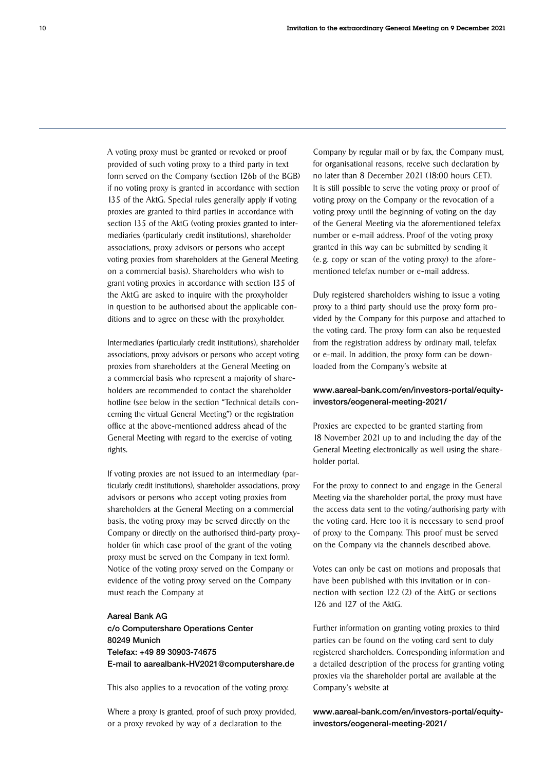A voting proxy must be granted or revoked or proof provided of such voting proxy to a third party in text form served on the Company (section 126b of the BGB) if no voting proxy is granted in accordance with section 135 of the AktG. Special rules generally apply if voting proxies are granted to third parties in accordance with section 135 of the AktG (voting proxies granted to intermediaries (particularly credit institutions), shareholder associations, proxy advisors or persons who accept voting proxies from shareholders at the General Meeting on a commercial basis). Shareholders who wish to grant voting proxies in accordance with section 135 of the AktG are asked to inquire with the proxyholder in question to be authorised about the applicable conditions and to agree on these with the proxyholder.

Intermediaries (particularly credit institutions), shareholder associations, proxy advisors or persons who accept voting proxies from shareholders at the General Meeting on a commercial basis who represent a majority of shareholders are recommended to contact the shareholder hotline (see below in the section "Technical details concerning the virtual General Meeting") or the registration office at the above-mentioned address ahead of the General Meeting with regard to the exercise of voting rights.

If voting proxies are not issued to an intermediary (particularly credit institutions), shareholder associations, proxy advisors or persons who accept voting proxies from shareholders at the General Meeting on a commercial basis, the voting proxy may be served directly on the Company or directly on the authorised third-party proxyholder (in which case proof of the grant of the voting proxy must be served on the Company in text form). Notice of the voting proxy served on the Company or evidence of the voting proxy served on the Company must reach the Company at

**Aareal Bank AG**
**c/o Computershare Operations Center**
**80249 Munich**
**Telefax: +49 89 30903-74675**
**E-mail to aarealbank-HV2021@computershare.de**

This also applies to a revocation of the voting proxy.

Where a proxy is granted, proof of such proxy provided, or a proxy revoked by way of a declaration to the Company by regular mail or by fax, the Company must, for organisational reasons, receive such declaration by no later than 8 December 2021 (18:00 hours CET). It is still possible to serve the voting proxy or proof of voting proxy on the Company or the revocation of a voting proxy until the beginning of voting on the day of the General Meeting via the aforementioned telefax number or e-mail address. Proof of the voting proxy granted in this way can be submitted by sending it (e.g. copy or scan of the voting proxy) to the aforementioned telefax number or e-mail address.

Duly registered shareholders wishing to issue a voting proxy to a third party should use the proxy form provided by the Company for this purpose and attached to the voting card. The proxy form can also be requested from the registration address by ordinary mail, telefax or e-mail. In addition, the proxy form can be downloaded from the Company's website at

**www.aareal-bank.com/en/investors-portal/equity-investors/eogeneral-meeting-2021/**

Proxies are expected to be granted starting from 18 November 2021 up to and including the day of the General Meeting electronically as well using the shareholder portal.

For the proxy to connect to and engage in the General Meeting via the shareholder portal, the proxy must have the access data sent to the voting/authorising party with the voting card. Here too it is necessary to send proof of proxy to the Company. This proof must be served on the Company via the channels described above.

Votes can only be cast on motions and proposals that have been published with this invitation or in connection with section 122 (2) of the AktG or sections 126 and 127 of the AktG.

Further information on granting voting proxies to third parties can be found on the voting card sent to duly registered shareholders. Corresponding information and a detailed description of the process for granting voting proxies via the shareholder portal are available at the Company's website at

**www.aareal-bank.com/en/investors-portal/equity-investors/eogeneral-meeting-2021/**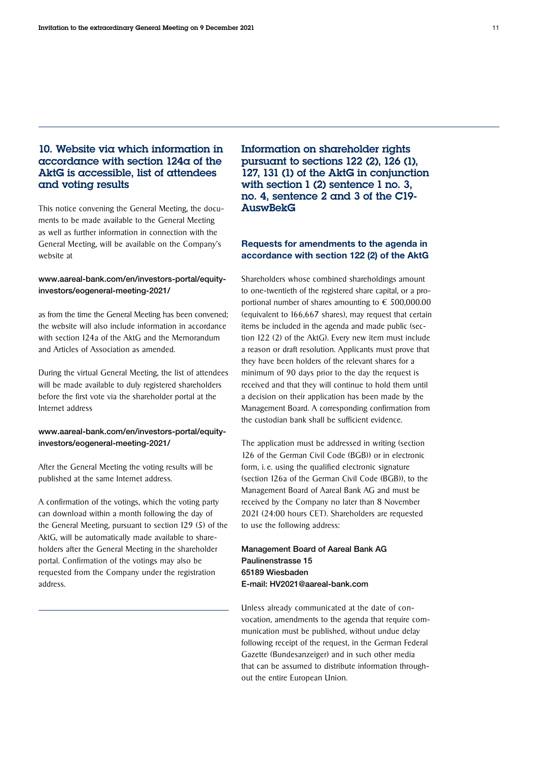## 10. Website via which information in accordance with section 124a of the AktG is accessible, list of attendees and voting results

This notice convening the General Meeting, the documents to be made available to the General Meeting as well as further information in connection with the General Meeting, will be available on the Company's website at

**www.aareal-bank.com/en/investors-portal/equity-investors/eogeneral-meeting-2021/**

as from the time the General Meeting has been convened; the website will also include information in accordance with section 124a of the AktG and the Memorandum and Articles of Association as amended.

During the virtual General Meeting, the list of attendees will be made available to duly registered shareholders before the first vote via the shareholder portal at the Internet address

**www.aareal-bank.com/en/investors-portal/equity-investors/eogeneral-meeting-2021/**

After the General Meeting the voting results will be published at the same Internet address.

A confirmation of the votings, which the voting party can download within a month following the day of the General Meeting, pursuant to section 129 (5) of the AktG, will be automatically made available to shareholders after the General Meeting in the shareholder portal. Confirmation of the votings may also be requested from the Company under the registration address.

## Information on shareholder rights pursuant to sections 122 (2), 126 (1), 127, 131 (1) of the AktG in conjunction with section 1 (2) sentence 1 no. 3, no. 4, sentence 2 and 3 of the C19-AuswBekG

### Requests for amendments to the agenda in accordance with section 122 (2) of the AktG

Shareholders whose combined shareholdings amount to one-twentieth of the registered share capital, or a proportional number of shares amounting to € 500,000.00 (equivalent to 166,667 shares), may request that certain items be included in the agenda and made public (section 122 (2) of the AktG). Every new item must include a reason or draft resolution. Applicants must prove that they have been holders of the relevant shares for a minimum of 90 days prior to the day the request is received and that they will continue to hold them until a decision on their application has been made by the Management Board. A corresponding confirmation from the custodian bank shall be sufficient evidence.

The application must be addressed in writing (section 126 of the German Civil Code (BGB)) or in electronic form, i. e. using the qualified electronic signature (section 126a of the German Civil Code (BGB)), to the Management Board of Aareal Bank AG and must be received by the Company no later than 8 November 2021 (24:00 hours CET). Shareholders are requested to use the following address:

**Management Board of Aareal Bank AG**
**Paulinenstrasse 15**
**65189 Wiesbaden**
**E-mail: HV2021@aareal-bank.com**

Unless already communicated at the date of convocation, amendments to the agenda that require communication must be published, without undue delay following receipt of the request, in the German Federal Gazette (Bundesanzeiger) and in such other media that can be assumed to distribute information throughout the entire European Union.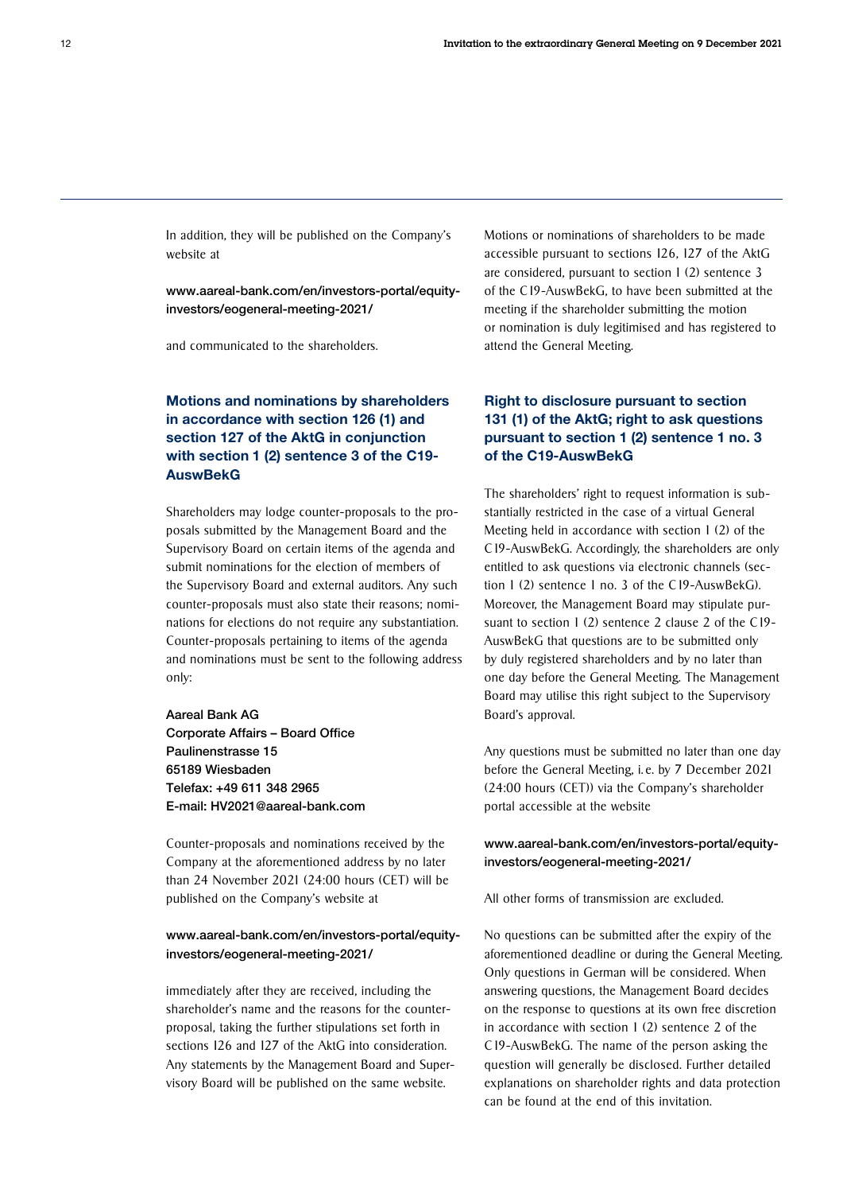In addition, they will be published on the Company's website at

**www.aareal-bank.com/en/investors-portal/equity-investors/eogeneral-meeting-2021/**

and communicated to the shareholders.

## Motions and nominations by shareholders in accordance with section 126 (1) and section 127 of the AktG in conjunction with section 1 (2) sentence 3 of the C19-AuswBekG

Shareholders may lodge counter-proposals to the proposals submitted by the Management Board and the Supervisory Board on certain items of the agenda and submit nominations for the election of members of the Supervisory Board and external auditors. Any such counter-proposals must also state their reasons; nominations for elections do not require any substantiation. Counter-proposals pertaining to items of the agenda and nominations must be sent to the following address only:

**Aareal Bank AG**
**Corporate Affairs – Board Office**
**Paulinenstrasse 15**
**65189 Wiesbaden**
**Telefax: +49 611 348 2965**
**E-mail: HV2021@aareal-bank.com**

Counter-proposals and nominations received by the Company at the aforementioned address by no later than 24 November 2021 (24:00 hours (CET) will be published on the Company's website at

**www.aareal-bank.com/en/investors-portal/equity-investors/eogeneral-meeting-2021/**

immediately after they are received, including the shareholder's name and the reasons for the counter-proposal, taking the further stipulations set forth in sections 126 and 127 of the AktG into consideration. Any statements by the Management Board and Supervisory Board will be published on the same website.

Motions or nominations of shareholders to be made accessible pursuant to sections 126, 127 of the AktG are considered, pursuant to section 1 (2) sentence 3 of the C19-AuswBekG, to have been submitted at the meeting if the shareholder submitting the motion or nomination is duly legitimised and has registered to attend the General Meeting.

## Right to disclosure pursuant to section 131 (1) of the AktG; right to ask questions pursuant to section 1 (2) sentence 1 no. 3 of the C19-AuswBekG

The shareholders' right to request information is substantially restricted in the case of a virtual General Meeting held in accordance with section 1 (2) of the C19-AuswBekG. Accordingly, the shareholders are only entitled to ask questions via electronic channels (section 1 (2) sentence 1 no. 3 of the C19-AuswBekG). Moreover, the Management Board may stipulate pursuant to section 1 (2) sentence 2 clause 2 of the C19-AuswBekG that questions are to be submitted only by duly registered shareholders and by no later than one day before the General Meeting. The Management Board may utilise this right subject to the Supervisory Board's approval.

Any questions must be submitted no later than one day before the General Meeting, i. e. by 7 December 2021 (24:00 hours (CET)) via the Company's shareholder portal accessible at the website

**www.aareal-bank.com/en/investors-portal/equity-investors/eogeneral-meeting-2021/**

All other forms of transmission are excluded.

No questions can be submitted after the expiry of the aforementioned deadline or during the General Meeting. Only questions in German will be considered. When answering questions, the Management Board decides on the response to questions at its own free discretion in accordance with section 1 (2) sentence 2 of the C19-AuswBekG. The name of the person asking the question will generally be disclosed. Further detailed explanations on shareholder rights and data protection can be found at the end of this invitation.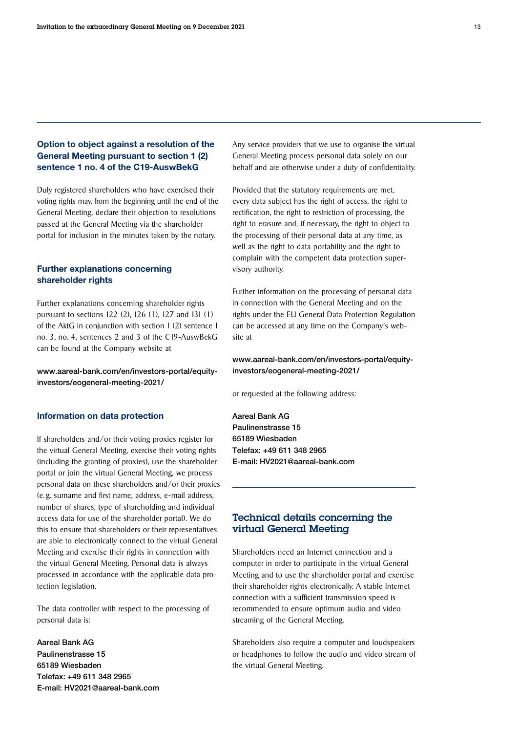### Option to object against a resolution of the General Meeting pursuant to section 1 (2) sentence 1 no. 4 of the C19-AuswBekG

Duly registered shareholders who have exercised their voting rights may, from the beginning until the end of the General Meeting, declare their objection to resolutions passed at the General Meeting via the shareholder portal for inclusion in the minutes taken by the notary.

### Further explanations concerning shareholder rights

Further explanations concerning shareholder rights pursuant to sections 122 (2), 126 (1), 127 and 131 (1) of the AktG in conjunction with section 1 (2) sentence 1 no. 3, no. 4, sentences 2 and 3 of the C19-AuswBekG can be found at the Company website at

**www.aareal-bank.com/en/investors-portal/equity-investors/eogeneral-meeting-2021/**

### Information on data protection

If shareholders and/or their voting proxies register for the virtual General Meeting, exercise their voting rights (including the granting of proxies), use the shareholder portal or join the virtual General Meeting, we process personal data on these shareholders and/or their proxies (e.g. surname and first name, address, e-mail address, number of shares, type of shareholding and individual access data for use of the shareholder portal). We do this to ensure that shareholders or their representatives are able to electronically connect to the virtual General Meeting and exercise their rights in connection with the virtual General Meeting. Personal data is always processed in accordance with the applicable data protection legislation.

The data controller with respect to the processing of personal data is:

**Aareal Bank AG**
**Paulinenstrasse 15**
**65189 Wiesbaden**
**Telefax: +49 611 348 2965**
**E-mail: HV2021@aareal-bank.com**

Any service providers that we use to organise the virtual General Meeting process personal data solely on our behalf and are otherwise under a duty of confidentiality.

Provided that the statutory requirements are met, every data subject has the right of access, the right to rectification, the right to restriction of processing, the right to erasure and, if necessary, the right to object to the processing of their personal data at any time, as well as the right to data portability and the right to complain with the competent data protection supervisory authority.

Further information on the processing of personal data in connection with the General Meeting and on the rights under the EU General Data Protection Regulation can be accessed at any time on the Company's website at

**www.aareal-bank.com/en/investors-portal/equity-investors/eogeneral-meeting-2021/**

or requested at the following address:

**Aareal Bank AG**
**Paulinenstrasse 15**
**65189 Wiesbaden**
**Telefax: +49 611 348 2965**
**E-mail: HV2021@aareal-bank.com**

## Technical details concerning the virtual General Meeting

Shareholders need an Internet connection and a computer in order to participate in the virtual General Meeting and to use the shareholder portal and exercise their shareholder rights electronically. A stable Internet connection with a sufficient transmission speed is recommended to ensure optimum audio and video streaming of the General Meeting.

Shareholders also require a computer and loudspeakers or headphones to follow the audio and video stream of the virtual General Meeting.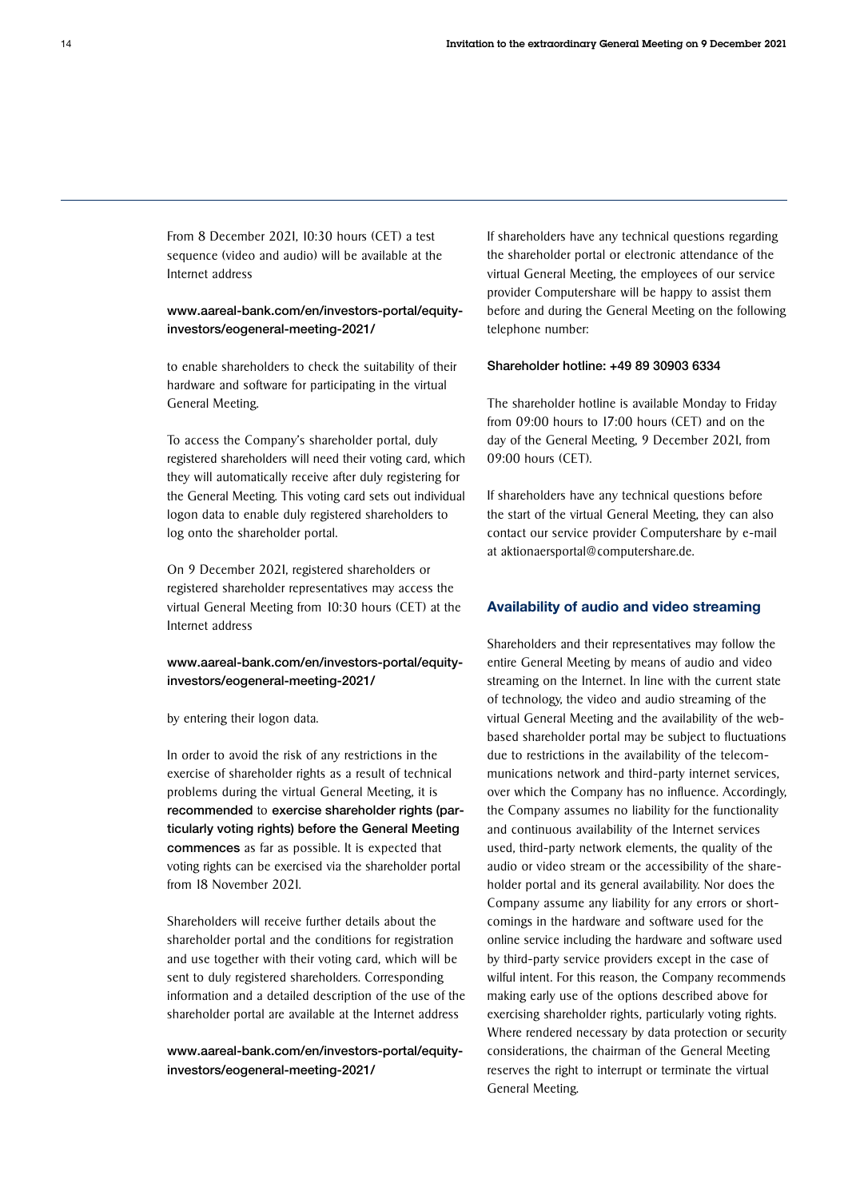From 8 December 2021, 10:30 hours (CET) a test sequence (video and audio) will be available at the Internet address

**www.aareal-bank.com/en/investors-portal/equity-investors/eogeneral-meeting-2021/**

to enable shareholders to check the suitability of their hardware and software for participating in the virtual General Meeting.

To access the Company's shareholder portal, duly registered shareholders will need their voting card, which they will automatically receive after duly registering for the General Meeting. This voting card sets out individual logon data to enable duly registered shareholders to log onto the shareholder portal.

On 9 December 2021, registered shareholders or registered shareholder representatives may access the virtual General Meeting from 10:30 hours (CET) at the Internet address

**www.aareal-bank.com/en/investors-portal/equity-investors/eogeneral-meeting-2021/**

by entering their logon data.

In order to avoid the risk of any restrictions in the exercise of shareholder rights as a result of technical problems during the virtual General Meeting, it is **recommended** to **exercise shareholder rights (particularly voting rights) before the General Meeting commences** as far as possible. It is expected that voting rights can be exercised via the shareholder portal from 18 November 2021.

Shareholders will receive further details about the shareholder portal and the conditions for registration and use together with their voting card, which will be sent to duly registered shareholders. Corresponding information and a detailed description of the use of the shareholder portal are available at the Internet address

**www.aareal-bank.com/en/investors-portal/equity-investors/eogeneral-meeting-2021/**

If shareholders have any technical questions regarding the shareholder portal or electronic attendance of the virtual General Meeting, the employees of our service provider Computershare will be happy to assist them before and during the General Meeting on the following telephone number:

**Shareholder hotline: +49 89 30903 6334**

The shareholder hotline is available Monday to Friday from 09:00 hours to 17:00 hours (CET) and on the day of the General Meeting, 9 December 2021, from 09:00 hours (CET).

If shareholders have any technical questions before the start of the virtual General Meeting, they can also contact our service provider Computershare by e-mail at aktionaersportal@computershare.de.

### Availability of audio and video streaming

Shareholders and their representatives may follow the entire General Meeting by means of audio and video streaming on the Internet. In line with the current state of technology, the video and audio streaming of the virtual General Meeting and the availability of the web-based shareholder portal may be subject to fluctuations due to restrictions in the availability of the telecommunications network and third-party internet services, over which the Company has no influence. Accordingly, the Company assumes no liability for the functionality and continuous availability of the Internet services used, third-party network elements, the quality of the audio or video stream or the accessibility of the shareholder portal and its general availability. Nor does the Company assume any liability for any errors or shortcomings in the hardware and software used for the online service including the hardware and software used by third-party service providers except in the case of wilful intent. For this reason, the Company recommends making early use of the options described above for exercising shareholder rights, particularly voting rights. Where rendered necessary by data protection or security considerations, the chairman of the General Meeting reserves the right to interrupt or terminate the virtual General Meeting.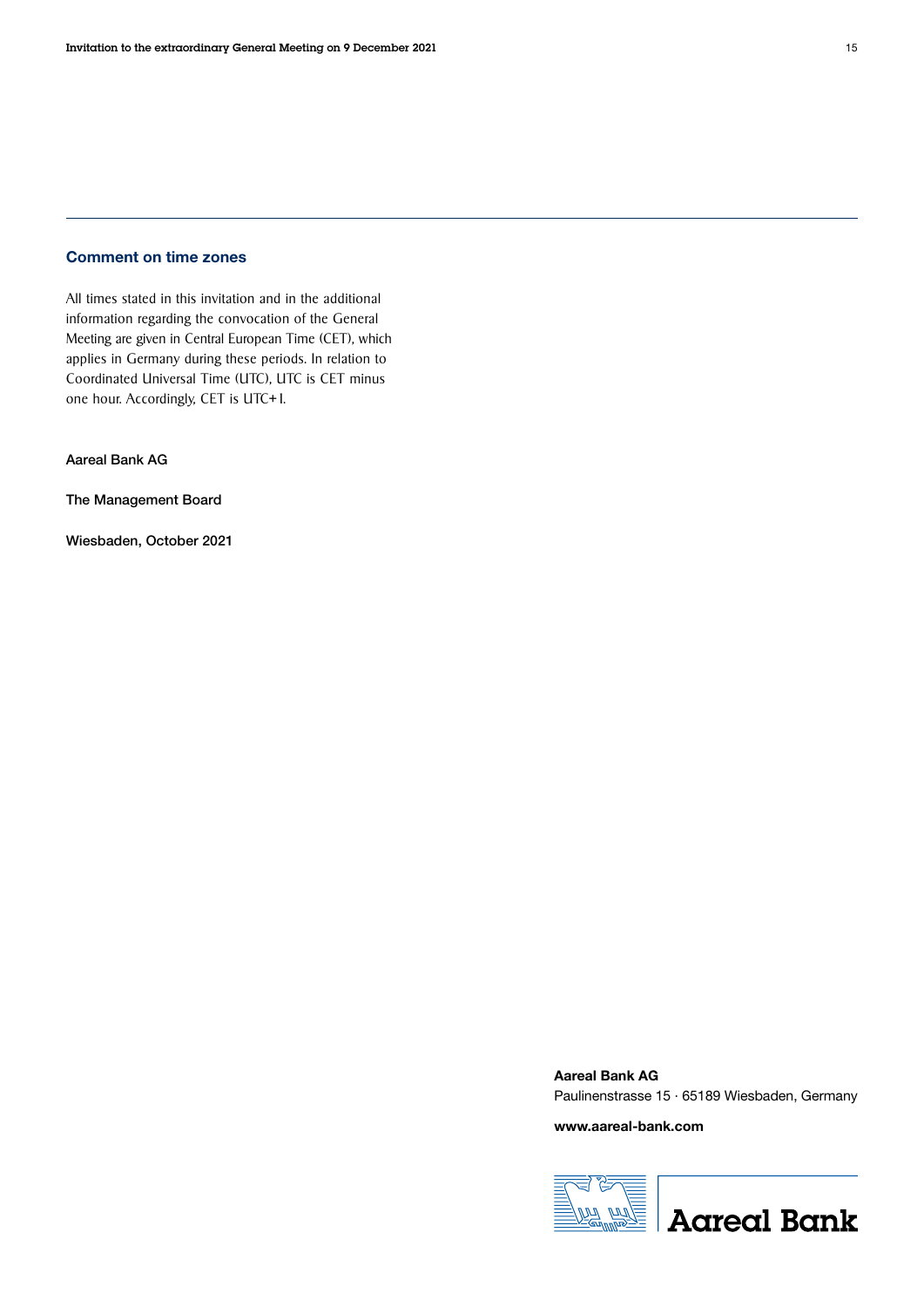## Comment on time zones

All times stated in this invitation and in the additional information regarding the convocation of the General Meeting are given in Central European Time (CET), which applies in Germany during these periods. In relation to Coordinated Universal Time (UTC), UTC is CET minus one hour. Accordingly, CET is UTC+1.

**Aareal Bank AG**

**The Management Board**

**Wiesbaden, October 2021**

**Aareal Bank AG**
Paulinenstrasse 15 · 65189 Wiesbaden, Germany

**www.aareal-bank.com**

Aareal Bank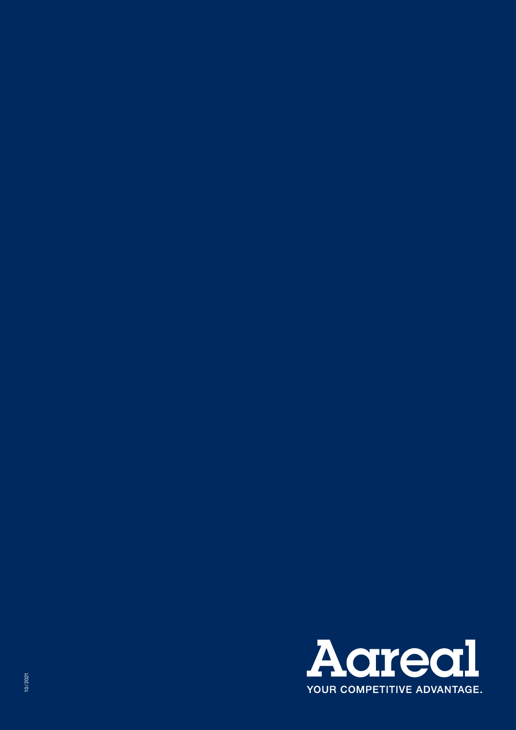10/2021

Aareal

YOUR COMPETITIVE ADVANTAGE.